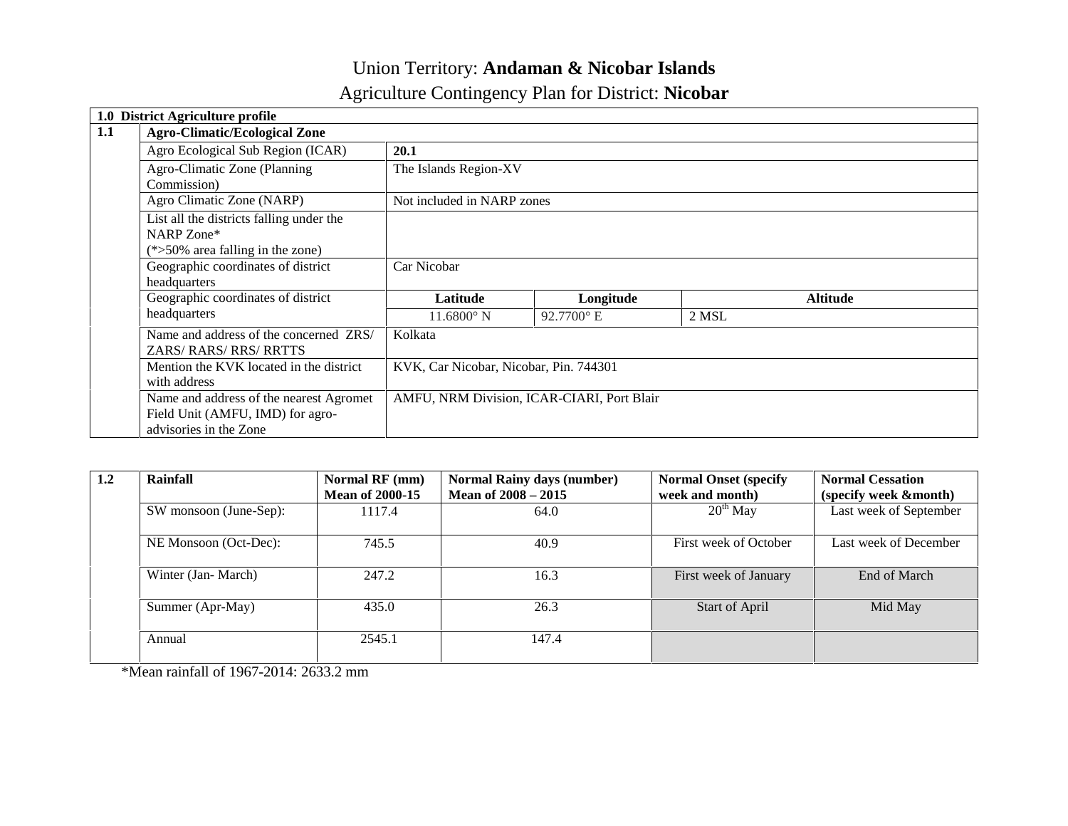# Union Territory: **Andaman & Nicobar Islands**

## Agriculture Contingency Plan for District: **Nicobar**

| **1.0 District Agriculture profile** | | | | |
|---|---|---|---|---|
| **1.1** | **Agro-Climatic/Ecological Zone** | | | |
| | Agro Ecological Sub Region (ICAR) | **20.1** | | |
| | Agro-Climatic Zone (Planning Commission) | The Islands Region-XV | | |
| | Agro Climatic Zone (NARP) | Not included in NARP zones | | |
| | List all the districts falling under the NARP Zone* (*>50% area falling in the zone) | | | |
| | Geographic coordinates of district headquarters | Car Nicobar | | |
| | Geographic coordinates of district headquarters | **Latitude** | **Longitude** | **Altitude** |
| | | 11.6800° N | 92.7700° E | 2 MSL |
| | Name and address of the concerned ZRS/ ZARS/ RARS/ RRS/ RRTTS | Kolkata | | |
| | Mention the KVK located in the district with address | KVK, Car Nicobar, Nicobar, Pin. 744301 | | |
| | Name and address of the nearest Agromet Field Unit (AMFU, IMD) for agro-advisories in the Zone | AMFU, NRM Division, ICAR-CIARI, Port Blair | | |

| **1.2** | **Rainfall** | **Normal RF (mm) Mean of 2000-15** | **Normal Rainy days (number) Mean of 2008 – 2015** | **Normal Onset (specify week and month)** | **Normal Cessation (specify week &month)** |
|---|---|---|---|---|---|
| | SW monsoon (June-Sep): | 1117.4 | 64.0 | 20th May | Last week of September |
| | NE Monsoon (Oct-Dec): | 745.5 | 40.9 | First week of October | Last week of December |
| | Winter (Jan- March) | 247.2 | 16.3 | First week of January | End of March |
| | Summer (Apr-May) | 435.0 | 26.3 | Start of April | Mid May |
| | Annual | 2545.1 | 147.4 | | |

*Mean rainfall of 1967-2014: 2633.2 mm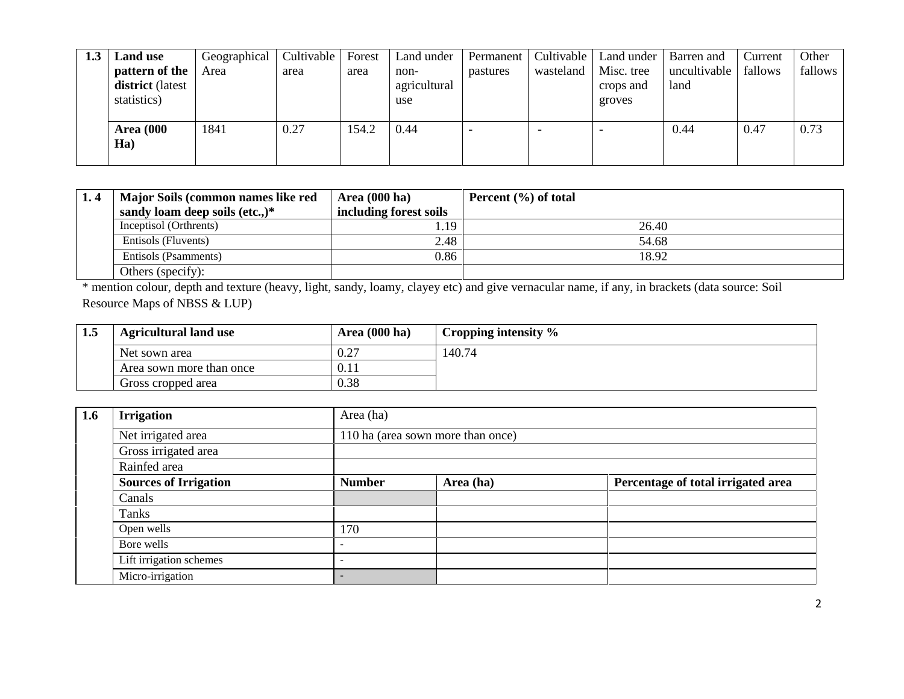| 1.3 | Land use pattern of the district (latest statistics) | Geographical Area | Cultivable area | Forest area | Land under non-agricultural use | Permanent pastures | Cultivable wasteland | Land under Misc. tree crops and groves | Barren and uncultivable land | Current fallows | Other fallows |
|---|---|---|---|---|---|---|---|---|---|---|---|
| | **Area (000 Ha)** | 1841 | 0.27 | 154.2 | 0.44 | - | - | - | 0.44 | 0.47 | 0.73 |

| 1. 4 | Major Soils (common names like red sandy loam deep soils (etc.,)* | Area (000 ha) including forest soils | Percent (%) of total |
|---|---|---|---|
| | Inceptisol (Orthrents) | 1.19 | 26.40 |
| | Entisols (Fluvents) | 2.48 | 54.68 |
| | Entisols (Psamments) | 0.86 | 18.92 |
| | Others (specify): | | |

* mention colour, depth and texture (heavy, light, sandy, loamy, clayey etc) and give vernacular name, if any, in brackets (data source: Soil Resource Maps of NBSS & LUP)

| 1.5 | Agricultural land use | Area (000 ha) | Cropping intensity % |
|---|---|---|---|
| | Net sown area | 0.27 | 140.74 |
| | Area sown more than once | 0.11 | |
| | Gross cropped area | 0.38 | |

| 1.6 | Irrigation | Area (ha) | | |
|---|---|---|---|---|
| | Net irrigated area | 110 ha (area sown more than once) | | |
| | Gross irrigated area | | | |
| | Rainfed area | | | |
| | **Sources of Irrigation** | **Number** | **Area (ha)** | **Percentage of total irrigated area** |
| | Canals | | | |
| | Tanks | | | |
| | Open wells | 170 | | |
| | Bore wells | - | | |
| | Lift irrigation schemes | - | | |
| | Micro-irrigation | - | | |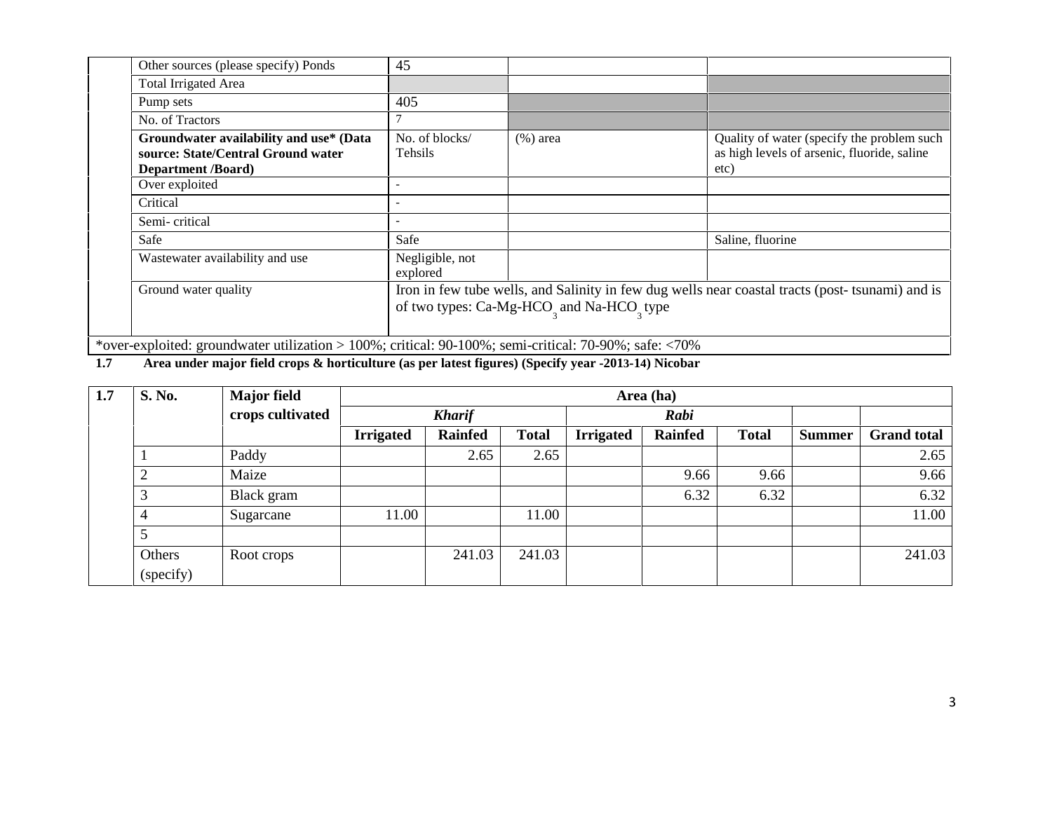| | | | | |
|---|---|---|---|---|
| | Other sources (please specify) Ponds | 45 | | |
| | Total Irrigated Area | | | |
| | Pump sets | 405 | | |
| | No. of Tractors | 7 | | |
| | **Groundwater availability and use* (Data source: State/Central Ground water Department /Board)** | No. of blocks/ Tehsils | (%) area | Quality of water (specify the problem such as high levels of arsenic, fluoride, saline etc) |
| | Over exploited | - | | |
| | Critical | - | | |
| | Semi- critical | - | | |
| | Safe | Safe | | Saline, fluorine |
| | Wastewater availability and use | Negligible, not explored | | |
| | Ground water quality | Iron in few tube wells, and Salinity in few dug wells near coastal tracts (post- tsunami) and is of two types: Ca-Mg-$HCO_3$ and Na-$HCO_3$ type | | |

*over-exploited: groundwater utilization > 100%; critical: 90-100%; semi-critical: 70-90%; safe: <70%

**1.7 Area under major field crops & horticulture (as per latest figures) (Specify year -2013-14) Nicobar**

| **1.7** | **S. No.** | **Major field crops cultivated** | **Area (ha)** | | | | | | | |
|---|---|---|---|---|---|---|---|---|---|---|
| | | | ***Kharif*** | | | ***Rabi*** | | | | |
| | | | **Irrigated** | **Rainfed** | **Total** | **Irrigated** | **Rainfed** | **Total** | **Summer** | **Grand total** |
| | 1 | Paddy | | 2.65 | 2.65 | | | | | 2.65 |
| | 2 | Maize | | | | | 9.66 | 9.66 | | 9.66 |
| | 3 | Black gram | | | | | 6.32 | 6.32 | | 6.32 |
| | 4 | Sugarcane | 11.00 | | 11.00 | | | | | 11.00 |
| | 5 | | | | | | | | | |
| | Others (specify) | Root crops | | 241.03 | 241.03 | | | | | 241.03 |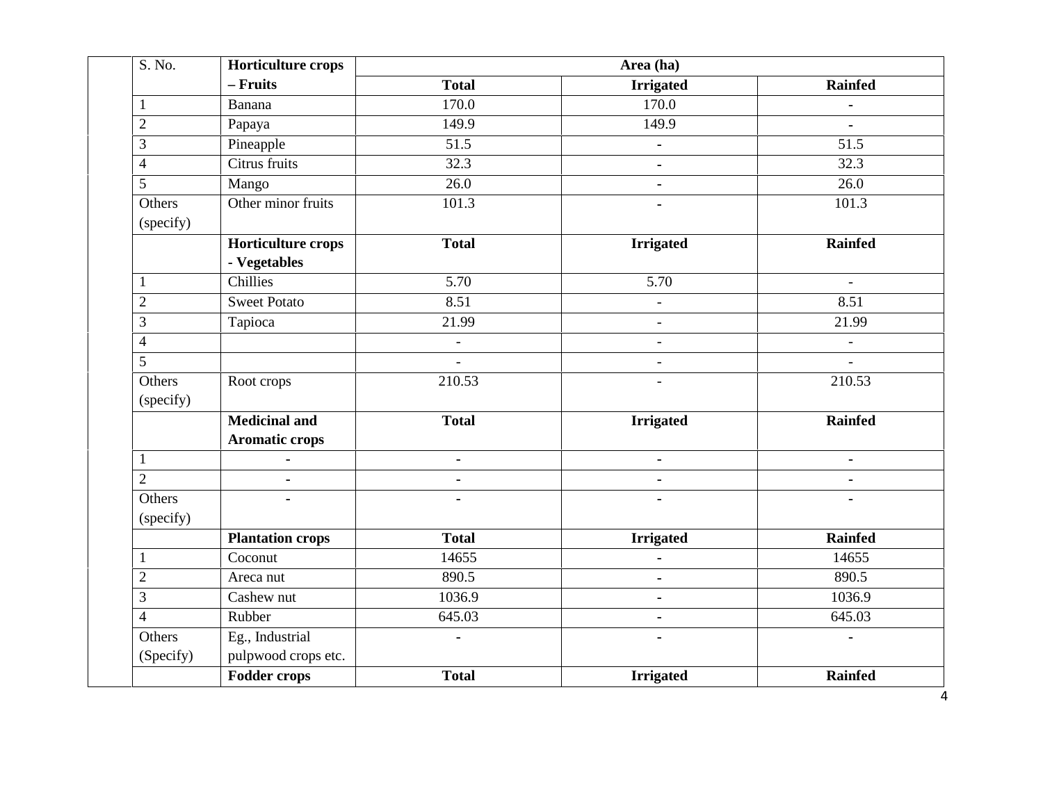| S. No. | **Horticulture crops – Fruits** | **Area (ha)** | | |
|---|---|---|---|---|
| | | **Total** | **Irrigated** | **Rainfed** |
| 1 | Banana | 170.0 | 170.0 | - |
| 2 | Papaya | 149.9 | 149.9 | - |
| 3 | Pineapple | 51.5 | - | 51.5 |
| 4 | Citrus fruits | 32.3 | - | 32.3 |
| 5 | Mango | 26.0 | - | 26.0 |
| Others (specify) | Other minor fruits | 101.3 | - | 101.3 |
| | **Horticulture crops - Vegetables** | **Total** | **Irrigated** | **Rainfed** |
| 1 | Chillies | 5.70 | 5.70 | - |
| 2 | Sweet Potato | 8.51 | - | 8.51 |
| 3 | Tapioca | 21.99 | - | 21.99 |
| 4 | | - | - | - |
| 5 | | - | - | - |
| Others (specify) | Root crops | 210.53 | - | 210.53 |
| | **Medicinal and Aromatic crops** | **Total** | **Irrigated** | **Rainfed** |
| 1 | - | - | - | - |
| 2 | - | - | - | - |
| Others (specify) | - | - | - | - |
| | **Plantation crops** | **Total** | **Irrigated** | **Rainfed** |
| 1 | Coconut | 14655 | - | 14655 |
| 2 | Areca nut | 890.5 | - | 890.5 |
| 3 | Cashew nut | 1036.9 | - | 1036.9 |
| 4 | Rubber | 645.03 | - | 645.03 |
| Others (Specify) | Eg., Industrial pulpwood crops etc. | - | - | - |
| | **Fodder crops** | **Total** | **Irrigated** | **Rainfed** |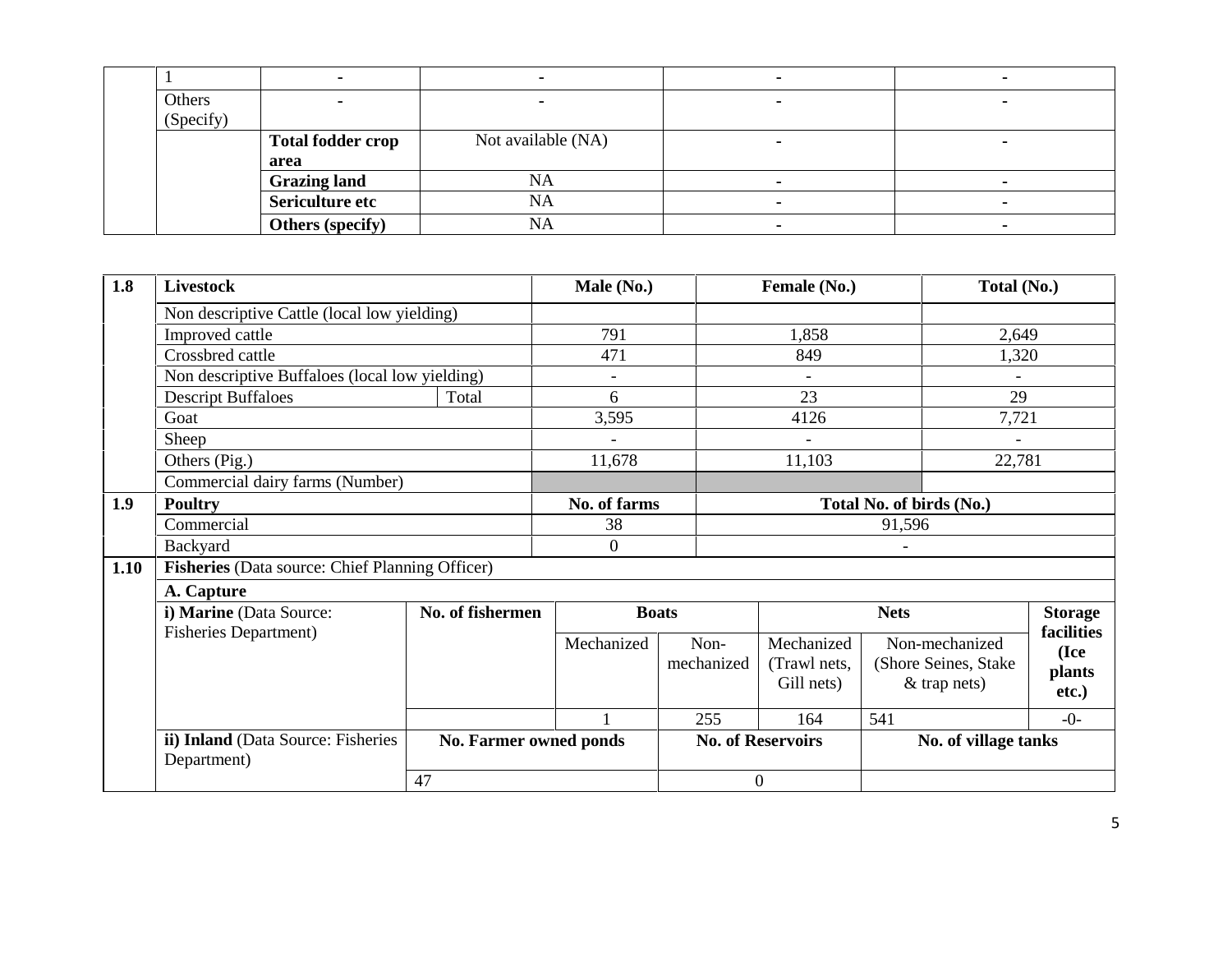| | | | | | |
|---|---|---|---|---|---|
| | 1 | - | - | - | - |
| | Others (Specify) | - | - | - | - |
| | | **Total fodder crop area** | Not available (NA) | - | - |
| | | **Grazing land** | NA | - | - |
| | | **Sericulture etc** | NA | - | - |
| | | **Others (specify)** | NA | - | - |

| | | | | | |
|---|---|---|---|---|---|
| **1.8** | **Livestock** | | **Male (No.)** | **Female (No.)** | **Total (No.)** |
| | Non descriptive Cattle (local low yielding) | | | | |
| | Improved cattle | | 791 | 1,858 | 2,649 |
| | Crossbred cattle | | 471 | 849 | 1,320 |
| | Non descriptive Buffaloes (local low yielding) | | - | - | - |
| | Descript Buffaloes | Total | 6 | 23 | 29 |
| | Goat | | 3,595 | 4126 | 7,721 |
| | Sheep | | - | - | - |
| | Others (Pig.) | | 11,678 | 11,103 | 22,781 |
| | Commercial dairy farms (Number) | | | | |
| **1.9** | **Poultry** | | **No. of farms** | **Total No. of birds (No.)** | |
| | Commercial | | 38 | 91,596 | |
| | Backyard | | 0 | - | |

| | | | | | | | |
|---|---|---|---|---|---|---|---|
| **1.10** | **Fisheries** (Data source: Chief Planning Officer) | | | | | | |
| | **A. Capture** | | | | | | |
| | **i) Marine** (Data Source: Fisheries Department) | **No. of fishermen** | **Boats** | | **Nets** | | **Storage facilities (Ice plants etc.)** |
| | | | Mechanized | Non-mechanized | Mechanized (Trawl nets, Gill nets) | Non-mechanized (Shore Seines, Stake & trap nets) | |
| | | | 1 | 255 | 164 | 541 | -0- |
| | **ii) Inland** (Data Source: Fisheries Department) | **No. Farmer owned ponds** | | **No. of Reservoirs** | | **No. of village tanks** | |
| | | 47 | | 0 | | | |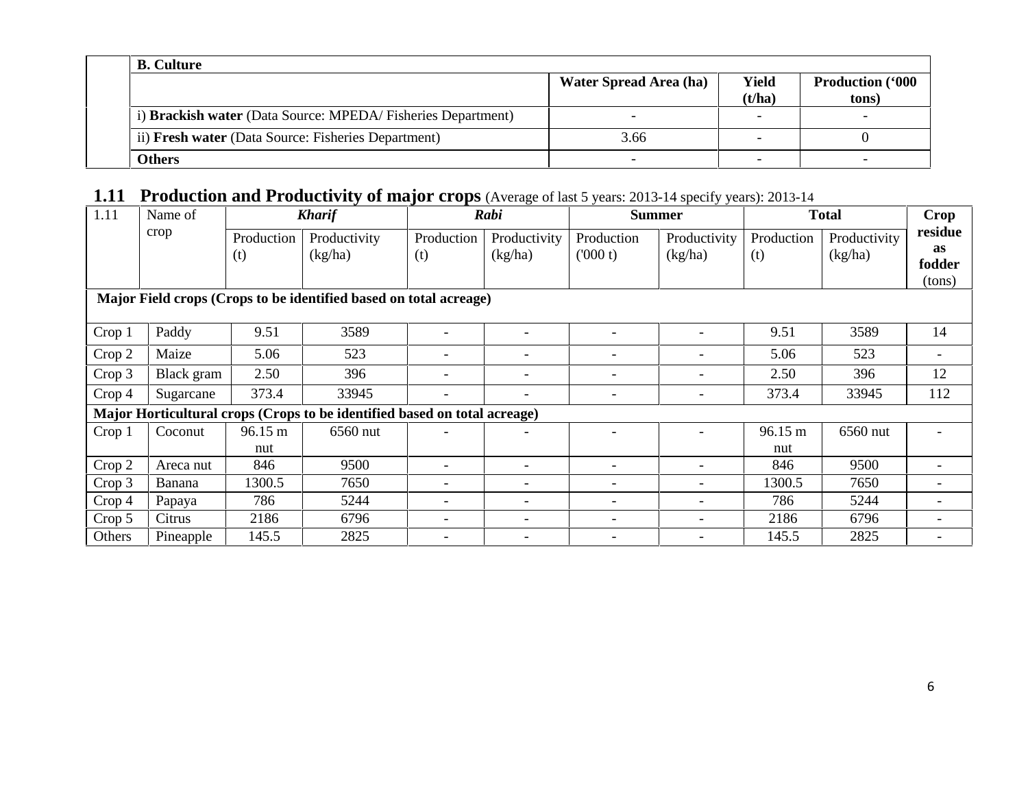| B. Culture | | | |
|---|---|---|---|
| | **Water Spread Area (ha)** | **Yield (t/ha)** | **Production ('000 tons)** |
| i) **Brackish water** (Data Source: MPEDA/ Fisheries Department) | - | - | - |
| ii) **Fresh water** (Data Source: Fisheries Department) | 3.66 | - | 0 |
| **Others** | - | - | - |

## 1.11 Production and Productivity of major crops (Average of last 5 years: 2013-14 specify years): 2013-14

| 1.11 | Name of crop | *Kharif* | | *Rabi* | | Summer | | Total | | Crop residue as fodder (tons) |
|---|---|---|---|---|---|---|---|---|---|---|
| | | Production (t) | Productivity (kg/ha) | Production (t) | Productivity (kg/ha) | Production ('000 t) | Productivity (kg/ha) | Production (t) | Productivity (kg/ha) | |
| **Major Field crops (Crops to be identified based on total acreage)** | | | | | | | | | | |
| Crop 1 | Paddy | 9.51 | 3589 | - | - | - | - | 9.51 | 3589 | 14 |
| Crop 2 | Maize | 5.06 | 523 | - | - | - | - | 5.06 | 523 | - |
| Crop 3 | Black gram | 2.50 | 396 | - | - | - | - | 2.50 | 396 | 12 |
| Crop 4 | Sugarcane | 373.4 | 33945 | - | - | - | - | 373.4 | 33945 | 112 |
| **Major Horticultural crops (Crops to be identified based on total acreage)** | | | | | | | | | | |
| Crop 1 | Coconut | 96.15 m nut | 6560 nut | - | - | - | - | 96.15 m nut | 6560 nut | - |
| Crop 2 | Areca nut | 846 | 9500 | - | - | - | - | 846 | 9500 | - |
| Crop 3 | Banana | 1300.5 | 7650 | - | - | - | - | 1300.5 | 7650 | - |
| Crop 4 | Papaya | 786 | 5244 | - | - | - | - | 786 | 5244 | - |
| Crop 5 | Citrus | 2186 | 6796 | - | - | - | - | 2186 | 6796 | - |
| Others | Pineapple | 145.5 | 2825 | - | - | - | - | 145.5 | 2825 | - |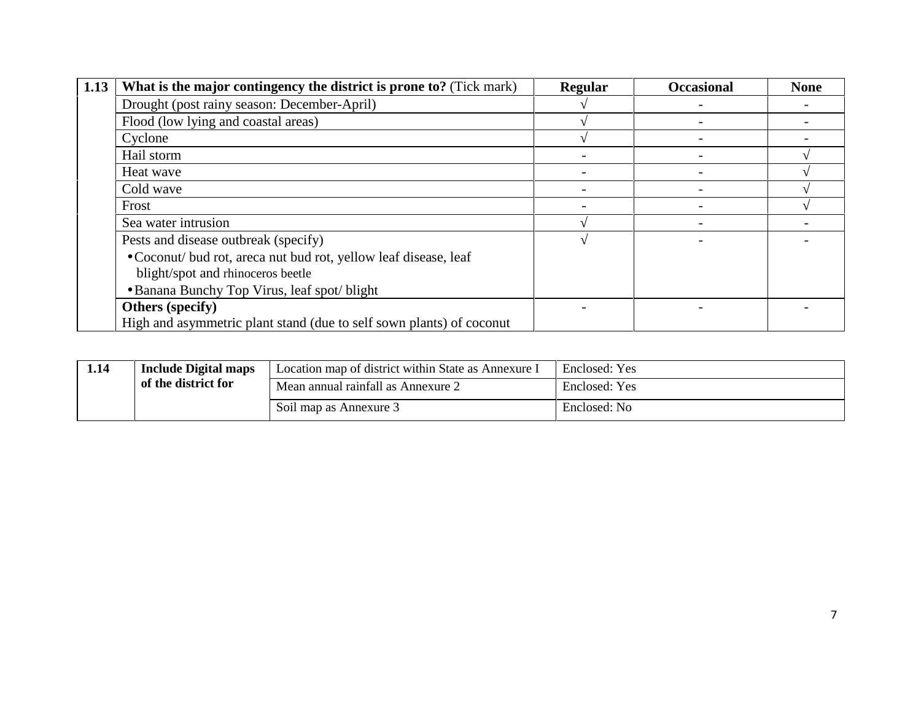| 1.13 | **What is the major contingency the district is prone to?** (Tick mark) | **Regular** | **Occasional** | **None** |
|---|---|---|---|---|
| | Drought (post rainy season: December-April) | √ | - | - |
| | Flood (low lying and coastal areas) | √ | - | - |
| | Cyclone | √ | - | - |
| | Hail storm | - | - | √ |
| | Heat wave | - | - | √ |
| | Cold wave | - | - | √ |
| | Frost | - | - | √ |
| | Sea water intrusion | √ | - | - |
| | Pests and disease outbreak (specify)<br>• Coconut/ bud rot, areca nut bud rot, yellow leaf disease, leaf blight/spot and rhinoceros beetle<br>• Banana Bunchy Top Virus, leaf spot/ blight | √ | - | - |
| | **Others (specify)**<br>High and asymmetric plant stand (due to self sown plants) of coconut | - | - | - |

| 1.14 | **Include Digital maps of the district for** | Location map of district within State as Annexure I | Enclosed: Yes |
|---|---|---|---|
| | | Mean annual rainfall as Annexure 2 | Enclosed: Yes |
| | | Soil map as Annexure 3 | Enclosed: No |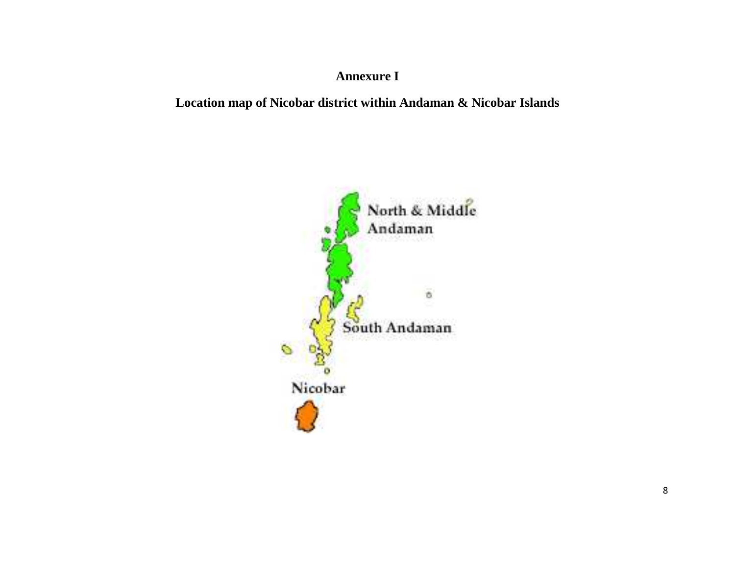**Annexure I**

**Location map of Nicobar district within Andaman & Nicobar Islands**

North & Middle Andaman

South Andaman

Nicobar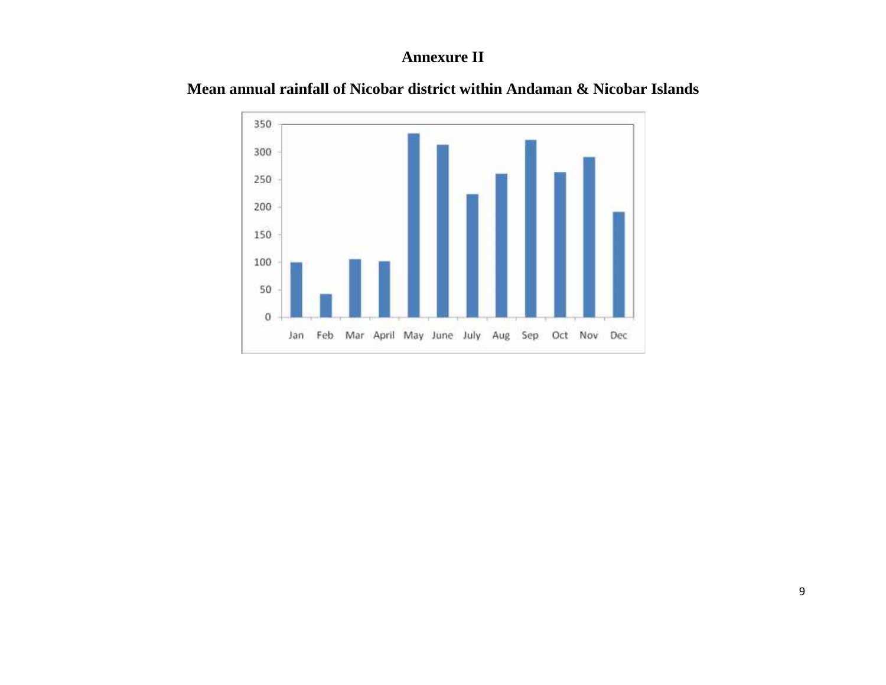# Annexure II

## Mean annual rainfall of Nicobar district within Andaman & Nicobar Islands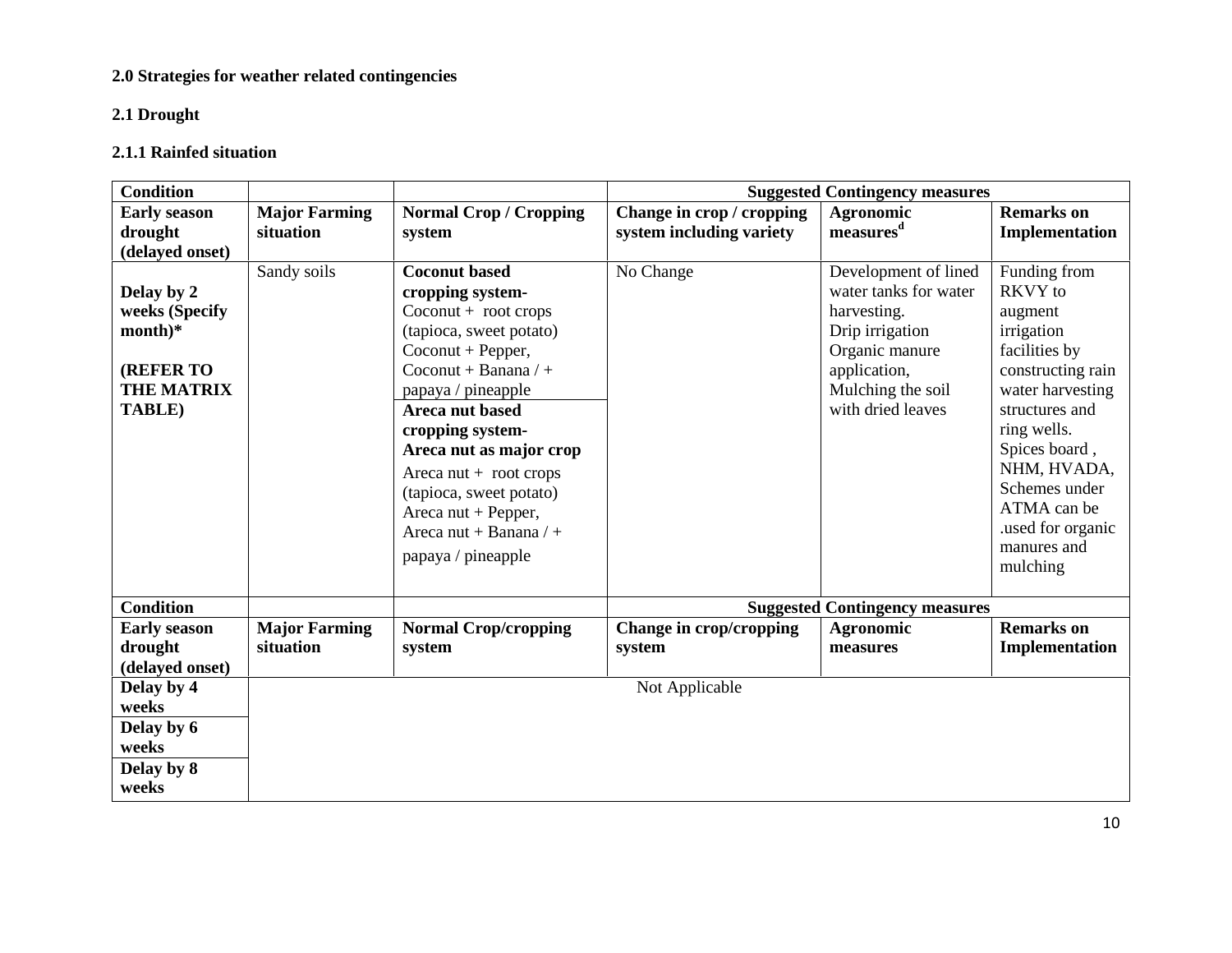**2.0 Strategies for weather related contingencies**

**2.1 Drought**

**2.1.1 Rainfed situation**

| Condition | | | Suggested Contingency measures | | |
|---|---|---|---|---|---|
| **Early season drought (delayed onset)** | **Major Farming situation** | **Normal Crop / Cropping system** | **Change in crop / cropping system including variety** | **Agronomic measures[d]** | **Remarks on Implementation** |
| **Delay by 2 weeks (Specify month)\*** <br><br> **(REFER TO THE MATRIX TABLE)** | Sandy soils | **Coconut based cropping system-** <br> Coconut + root crops (tapioca, sweet potato) <br> Coconut + Pepper, <br> Coconut + Banana / + papaya / pineapple | No Change | Development of lined water tanks for water harvesting. <br> Drip irrigation <br> Organic manure application, <br> Mulching the soil with dried leaves | Funding from RKVY to augment irrigation facilities by constructing rain water harvesting structures and ring wells. <br> Spices board , NHM, HVADA, Schemes under ATMA can be .used for organic manures and mulching |
| | | **Areca nut based cropping system-** <br> **Areca nut as major crop** <br> Areca nut + root crops (tapioca, sweet potato) <br> Areca nut + Pepper, <br> Areca nut + Banana / + papaya / pineapple | | | |

| Condition | | | Suggested Contingency measures | | |
|---|---|---|---|---|---|
| **Early season drought (delayed onset)** | **Major Farming situation** | **Normal Crop/cropping system** | **Change in crop/cropping system** | **Agronomic measures** | **Remarks on Implementation** |
| **Delay by 4 weeks** | Not Applicable | | | | |
| **Delay by 6 weeks** | | | | | |
| **Delay by 8 weeks** | | | | | |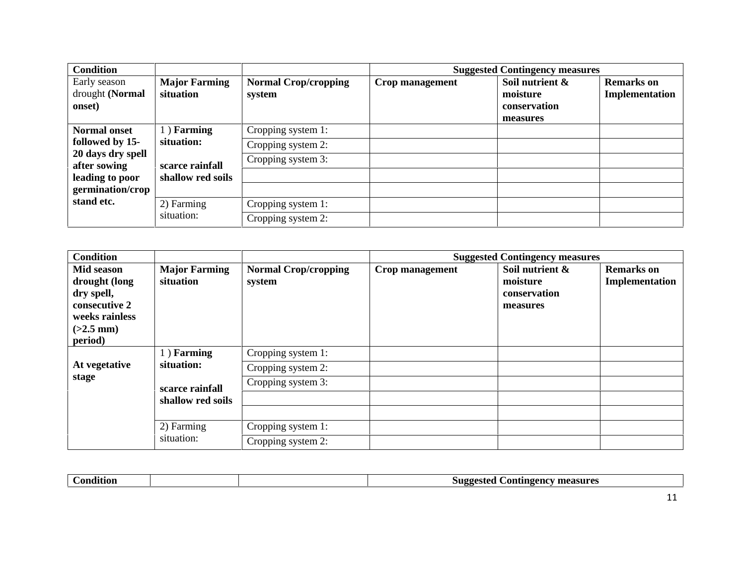| Condition | | | Suggested Contingency measures | | |
|---|---|---|---|---|---|
| Early season drought **(Normal onset)** | **Major Farming situation** | **Normal Crop/cropping system** | **Crop management** | **Soil nutrient & moisture conservation measures** | **Remarks on Implementation** |
| **Normal onset followed by 15-20 days dry spell after sowing leading to poor germination/crop stand etc.** | 1 ) **Farming situation:** **scarce rainfall shallow red soils** | Cropping system 1: | | | |
| | | Cropping system 2: | | | |
| | | Cropping system 3: | | | |
| | | | | | |
| | | | | | |
| | 2) Farming situation: | Cropping system 1: | | | |
| | | Cropping system 2: | | | |

| Condition | | | Suggested Contingency measures | | |
|---|---|---|---|---|---|
| **Mid season drought (long dry spell, consecutive 2 weeks rainless (>2.5 mm) period)** | **Major Farming situation** | **Normal Crop/cropping system** | **Crop management** | **Soil nutrient & moisture conservation measures** | **Remarks on Implementation** |
| **At vegetative stage** | 1 ) **Farming situation:** **scarce rainfall shallow red soils** | Cropping system 1: | | | |
| | | Cropping system 2: | | | |
| | | Cropping system 3: | | | |
| | | | | | |
| | | | | | |
| | 2) Farming situation: | Cropping system 1: | | | |
| | | Cropping system 2: | | | |

| Condition | | | Suggested Contingency measures |
|---|---|---|---|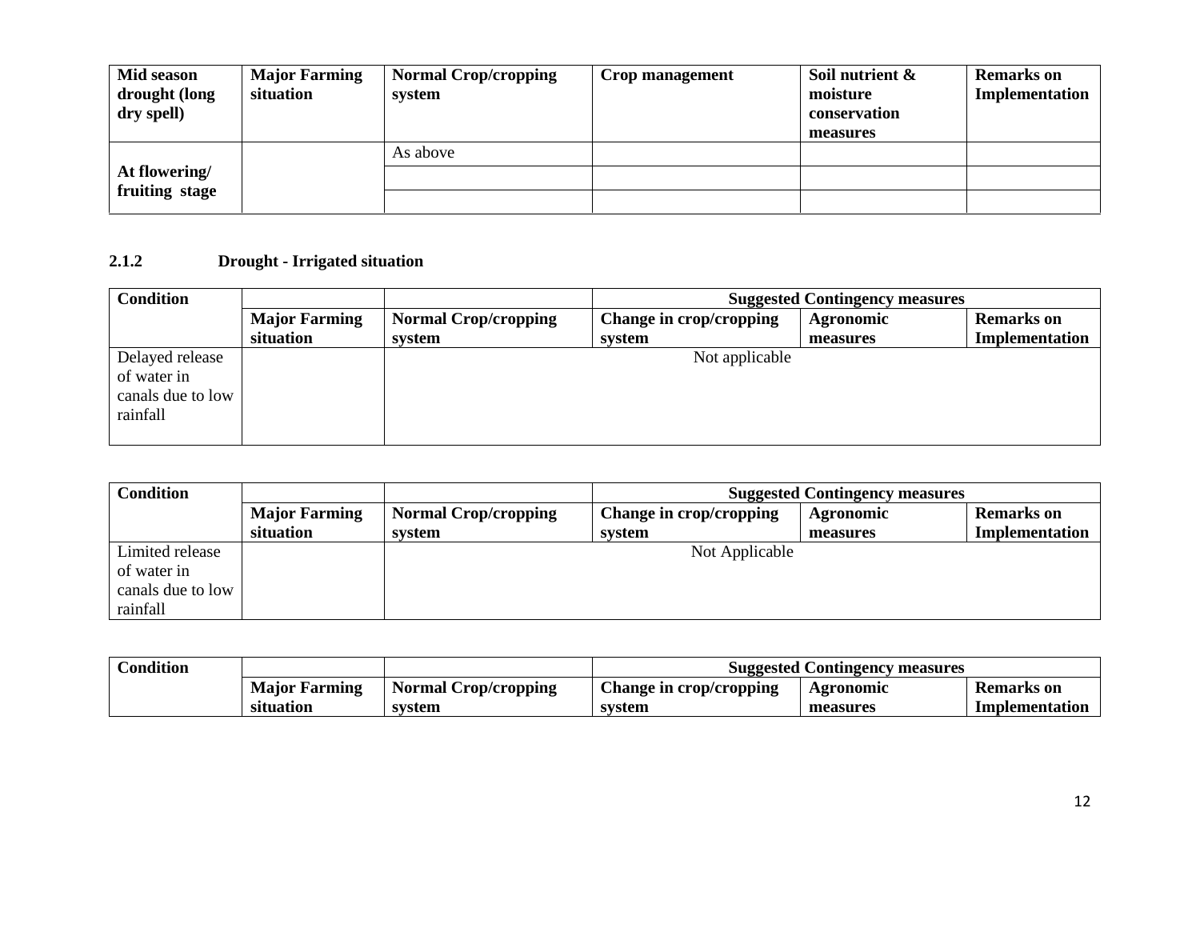| Mid season drought (long dry spell) | Major Farming situation | Normal Crop/cropping system | Crop management | Soil nutrient & moisture conservation measures | Remarks on Implementation |
|---|---|---|---|---|---|
| At flowering/ fruiting stage | | As above | | | |
| | | | | | |
| | | | | | |

### 2.1.2 Drought - Irrigated situation

| Condition | | | Suggested Contingency measures | | |
|---|---|---|---|---|---|
| | Major Farming situation | Normal Crop/cropping system | Change in crop/cropping system | Agronomic measures | Remarks on Implementation |
| Delayed release of water in canals due to low rainfall | | Not applicable | | | |

| Condition | | | Suggested Contingency measures | | |
|---|---|---|---|---|---|
| | Major Farming situation | Normal Crop/cropping system | Change in crop/cropping system | Agronomic measures | Remarks on Implementation |
| Limited release of water in canals due to low rainfall | | Not Applicable | | | |

| Condition | | | Suggested Contingency measures | | |
|---|---|---|---|---|---|
| | Major Farming situation | Normal Crop/cropping system | Change in crop/cropping system | Agronomic measures | Remarks on Implementation |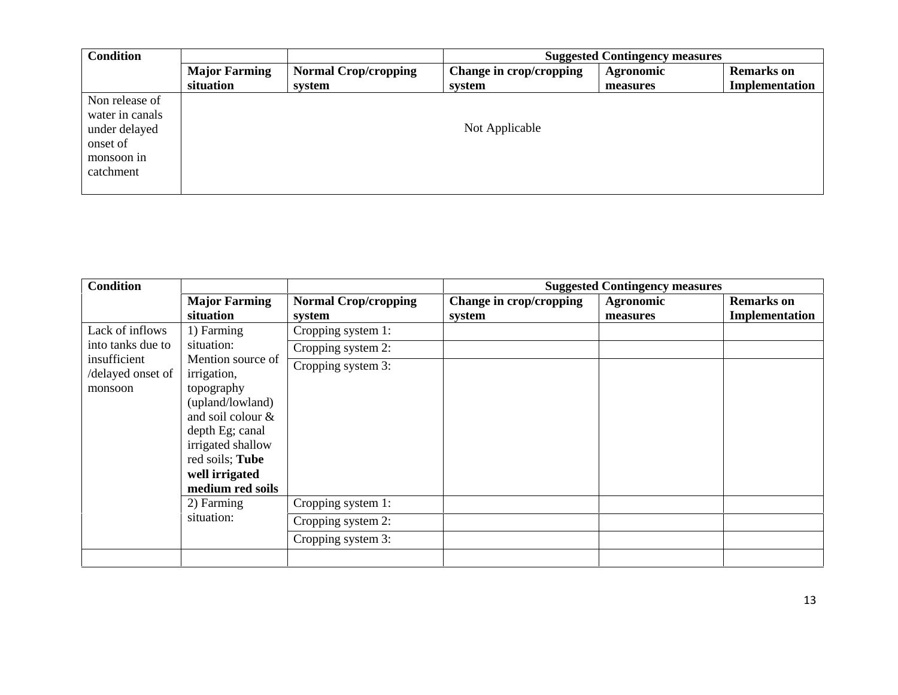| Condition | | | Suggested Contingency measures | | |
|---|---|---|---|---|---|
| | **Major Farming situation** | **Normal Crop/cropping system** | **Change in crop/cropping system** | **Agronomic measures** | **Remarks on Implementation** |
| Non release of water in canals under delayed onset of monsoon in catchment | Not Applicable | | | | |

| Condition | | | Suggested Contingency measures | | |
|---|---|---|---|---|---|
| | **Major Farming situation** | **Normal Crop/cropping system** | **Change in crop/cropping system** | **Agronomic measures** | **Remarks on Implementation** |
| Lack of inflows into tanks due to insufficient /delayed onset of monsoon | 1) Farming situation: Mention source of irrigation, topography (upland/lowland) and soil colour & depth Eg; canal irrigated shallow red soils; **Tube well irrigated medium red soils** | Cropping system 1: | | | |
| | | Cropping system 2: | | | |
| | | Cropping system 3: | | | |
| | 2) Farming situation: | Cropping system 1: | | | |
| | | Cropping system 2: | | | |
| | | Cropping system 3: | | | |
| | | | | | |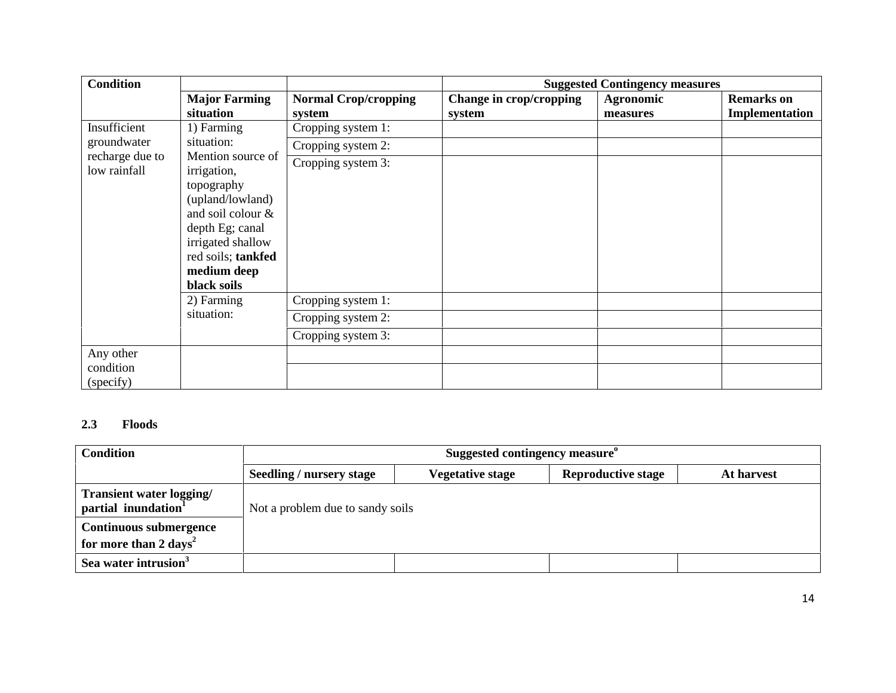| Condition | | | Suggested Contingency measures | | |
|---|---|---|---|---|---|
| | **Major Farming situation** | **Normal Crop/cropping system** | **Change in crop/cropping system** | **Agronomic measures** | **Remarks on Implementation** |
| Insufficient groundwater recharge due to low rainfall | 1) Farming situation: Mention source of irrigation, topography (upland/lowland) and soil colour & depth Eg; canal irrigated shallow red soils; **tankfed medium deep black soils** | Cropping system 1: | | | |
| | | Cropping system 2: | | | |
| | | Cropping system 3: | | | |
| | 2) Farming situation: | Cropping system 1: | | | |
| | | Cropping system 2: | | | |
| | | Cropping system 3: | | | |
| Any other condition (specify) | | | | | |
| | | | | | |

## 2.3 Floods

| Condition | Suggested contingency measure[o] | | | |
|---|---|---|---|---|
| | **Seedling / nursery stage** | **Vegetative stage** | **Reproductive stage** | **At harvest** |
| **Transient water logging/ partial inundation[1]** | Not a problem due to sandy soils | | | |
| **Continuous submergence for more than 2 days[2]** | | | | |
| **Sea water intrusion[3]** | | | | |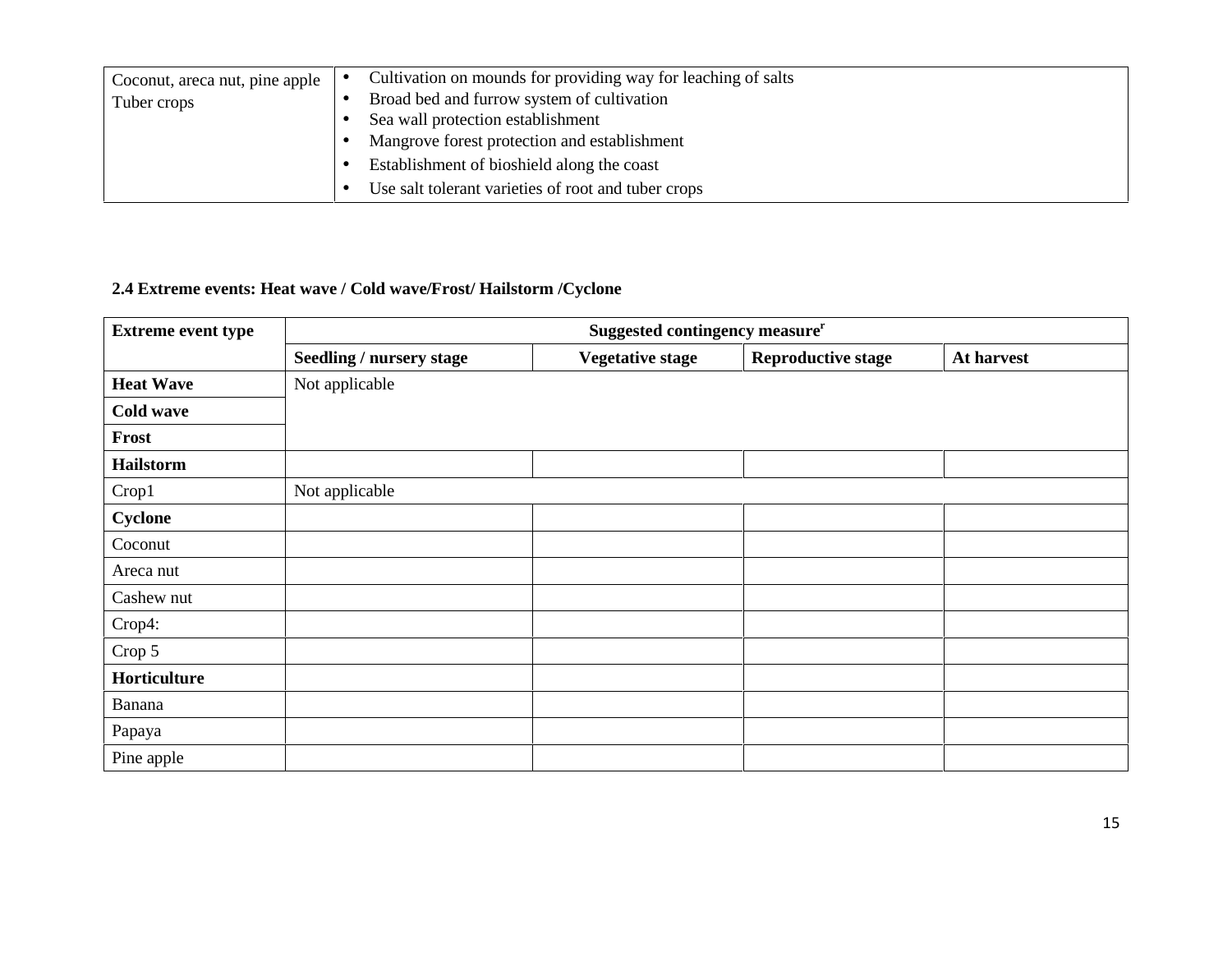| Coconut, areca nut, pine apple Tuber crops | • Cultivation on mounds for providing way for leaching of salts<br>• Broad bed and furrow system of cultivation<br>• Sea wall protection establishment<br>• Mangrove forest protection and establishment<br>• Establishment of bioshield along the coast<br>• Use salt tolerant varieties of root and tuber crops |
|---|---|

**2.4 Extreme events: Heat wave / Cold wave/Frost/ Hailstorm /Cyclone**

| Extreme event type | Suggested contingency measure[r] | | | |
|---|---|---|---|---|
| | **Seedling / nursery stage** | **Vegetative stage** | **Reproductive stage** | **At harvest** |
| **Heat Wave** | Not applicable | | | |
| **Cold wave** | | | | |
| **Frost** | | | | |
| **Hailstorm** | | | | |
| Crop1 | Not applicable | | | |
| **Cyclone** | | | | |
| Coconut | | | | |
| Areca nut | | | | |
| Cashew nut | | | | |
| Crop4: | | | | |
| Crop 5 | | | | |
| **Horticulture** | | | | |
| Banana | | | | |
| Papaya | | | | |
| Pine apple | | | | |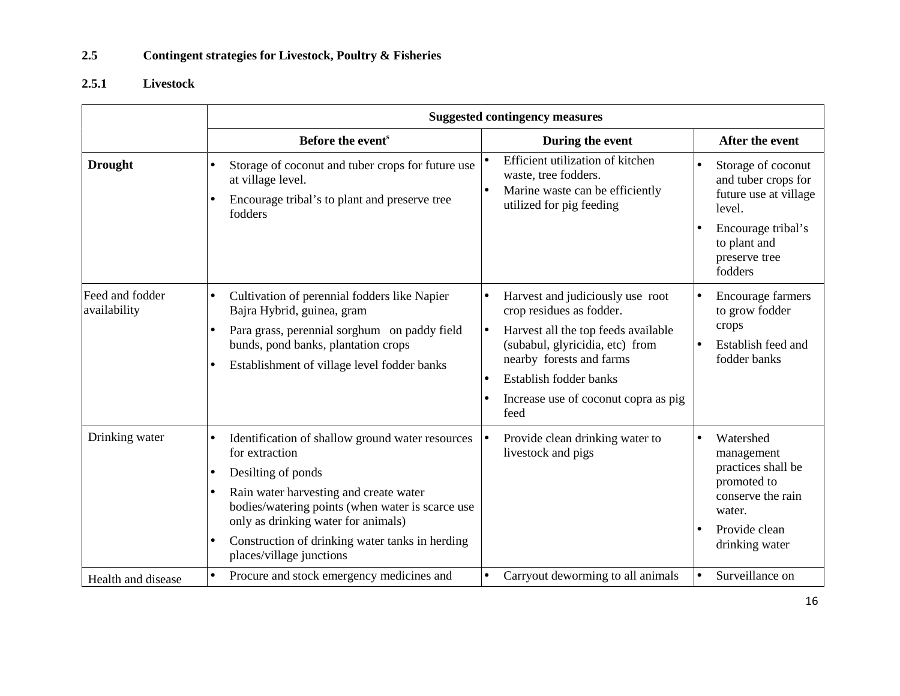## 2.5 Contingent strategies for Livestock, Poultry & Fisheries

### 2.5.1 Livestock

| | Suggested contingency measures | | |
|---|---|---|---|
| | Before the event[s] | During the event | After the event |
| **Drought** | • Storage of coconut and tuber crops for future use at village level.<br>• Encourage tribal's to plant and preserve tree fodders | • Efficient utilization of kitchen waste, tree fodders.<br>• Marine waste can be efficiently utilized for pig feeding | • Storage of coconut and tuber crops for future use at village level.<br>• Encourage tribal's to plant and preserve tree fodders |
| Feed and fodder availability | • Cultivation of perennial fodders like Napier Bajra Hybrid, guinea, gram<br>• Para grass, perennial sorghum on paddy field bunds, pond banks, plantation crops<br>• Establishment of village level fodder banks | • Harvest and judiciously use root crop residues as fodder.<br>• Harvest all the top feeds available (subabul, glyricidia, etc) from nearby forests and farms<br>• Establish fodder banks<br>• Increase use of coconut copra as pig feed | • Encourage farmers to grow fodder crops<br>• Establish feed and fodder banks |
| Drinking water | • Identification of shallow ground water resources for extraction<br>• Desilting of ponds<br>• Rain water harvesting and create water bodies/watering points (when water is scarce use only as drinking water for animals)<br>• Construction of drinking water tanks in herding places/village junctions | • Provide clean drinking water to livestock and pigs | • Watershed management practices shall be promoted to conserve the rain water.<br>• Provide clean drinking water |
| Health and disease | • Procure and stock emergency medicines and | • Carryout deworming to all animals | • Surveillance on |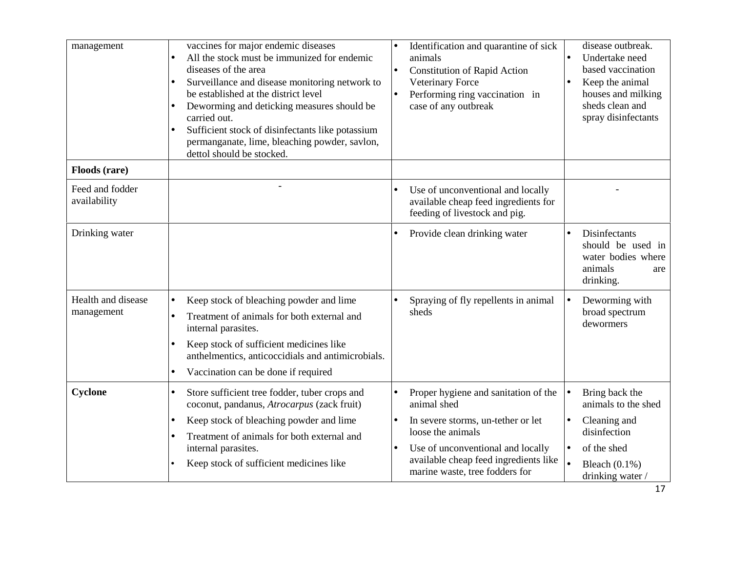| | | | |
|---|---|---|---|
| management | vaccines for major endemic diseases<br>• All the stock must be immunized for endemic diseases of the area<br>• Surveillance and disease monitoring network to be established at the district level<br>• Deworming and deticking measures should be carried out.<br>• Sufficient stock of disinfectants like potassium permanganate, lime, bleaching powder, savlon, dettol should be stocked. | • Identification and quarantine of sick animals<br>• Constitution of Rapid Action Veterinary Force<br>• Performing ring vaccination in case of any outbreak | disease outbreak.<br>• Undertake need based vaccination<br>• Keep the animal houses and milking sheds clean and spray disinfectants |
| **Floods (rare)** | | | |
| Feed and fodder availability | - | • Use of unconventional and locally available cheap feed ingredients for feeding of livestock and pig. | - |
| Drinking water | | • Provide clean drinking water | • Disinfectants should be used in water bodies where animals are drinking. |
| Health and disease management | • Keep stock of bleaching powder and lime<br>• Treatment of animals for both external and internal parasites.<br>• Keep stock of sufficient medicines like anthelmentics, anticoccidials and antimicrobials.<br>• Vaccination can be done if required | • Spraying of fly repellents in animal sheds | • Deworming with broad spectrum dewormers |
| **Cyclone** | • Store sufficient tree fodder, tuber crops and coconut, pandanus, *Atrocarpus* (zack fruit)<br>• Keep stock of bleaching powder and lime<br>• Treatment of animals for both external and internal parasites.<br>• Keep stock of sufficient medicines like | • Proper hygiene and sanitation of the animal shed<br>• In severe storms, un-tether or let loose the animals<br>• Use of unconventional and locally available cheap feed ingredients like marine waste, tree fodders for | • Bring back the animals to the shed<br>• Cleaning and disinfection<br>• of the shed<br>• Bleach (0.1%) drinking water / |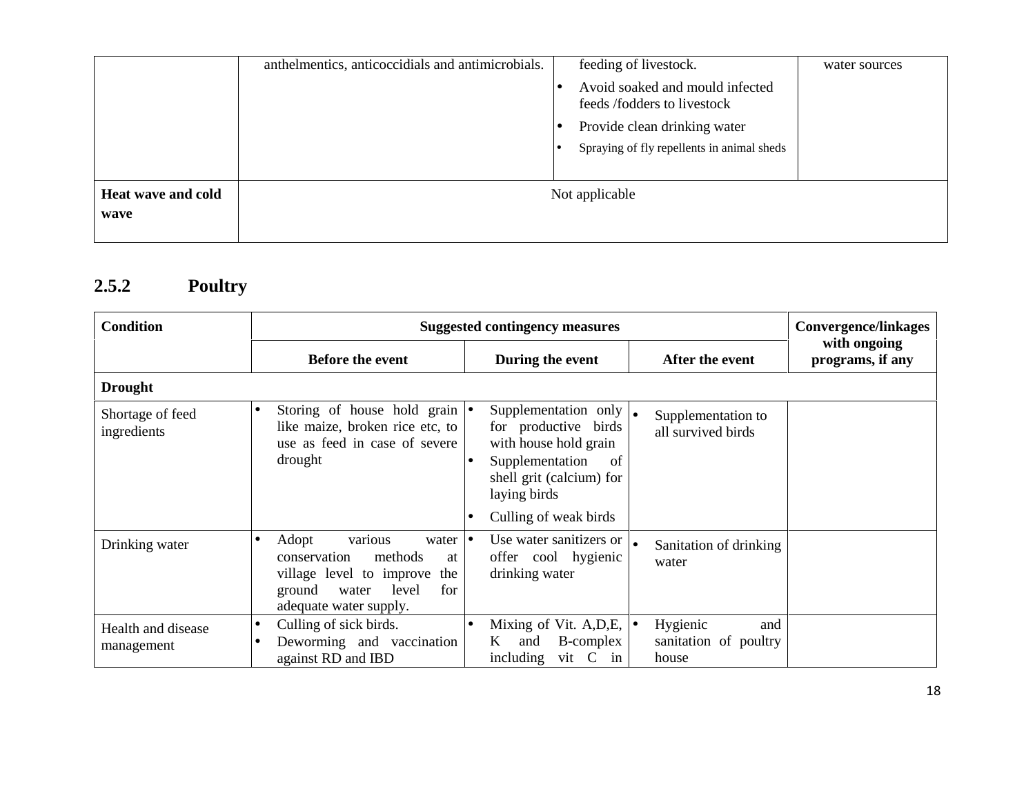|  | anthelmentics, anticoccidials and antimicrobials. | feeding of livestock.<br>• Avoid soaked and mould infected feeds /fodders to livestock<br>• Provide clean drinking water<br>• Spraying of fly repellents in animal sheds | water sources |
|---|---|---|---|
| **Heat wave and cold wave** | Not applicable | | |

## 2.5.2 Poultry

| Condition | Suggested contingency measures | | | Convergence/linkages with ongoing programs, if any |
|---|---|---|---|---|
| | **Before the event** | **During the event** | **After the event** | |
| **Drought** | | | | |
| Shortage of feed ingredients | • Storing of house hold grain like maize, broken rice etc, to use as feed in case of severe drought | • Supplementation only for productive birds with house hold grain<br>• Supplementation of shell grit (calcium) for laying birds<br>• Culling of weak birds | • Supplementation to all survived birds | |
| Drinking water | • Adopt various water conservation methods at village level to improve the ground water level for adequate water supply. | • Use water sanitizers or offer cool hygienic drinking water | • Sanitation of drinking water | |
| Health and disease management | • Culling of sick birds.<br>• Deworming and vaccination against RD and IBD | • Mixing of Vit. A,D,E, K and B-complex including vit C in | • Hygienic and sanitation of poultry house | |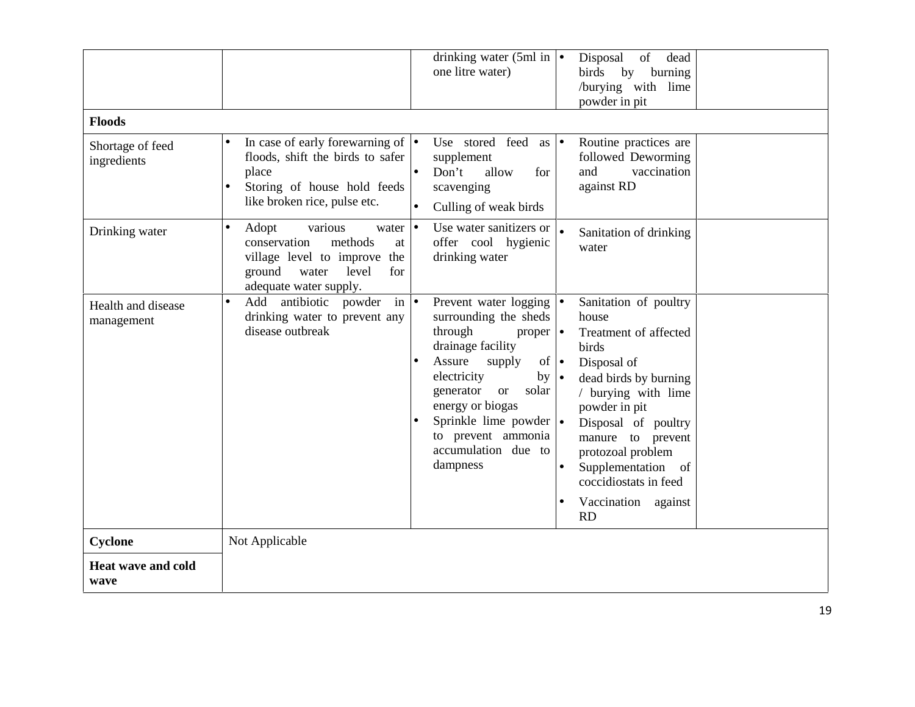| | | | | |
|---|---|---|---|---|
| | | drinking water (5ml in one litre water) | • Disposal of dead birds by burning /burying with lime powder in pit | |
| **Floods** | | | | |
| Shortage of feed ingredients | • In case of early forewarning of floods, shift the birds to safer place<br>• Storing of house hold feeds like broken rice, pulse etc. | • Use stored feed as supplement<br>• Don't allow for scavenging<br>• Culling of weak birds | • Routine practices are followed Deworming and vaccination against RD | |
| Drinking water | • Adopt various water conservation methods at village level to improve the ground water level for adequate water supply. | • Use water sanitizers or offer cool hygienic drinking water | • Sanitation of drinking water | |
| Health and disease management | • Add antibiotic powder in drinking water to prevent any disease outbreak | • Prevent water logging surrounding the sheds through proper drainage facility<br>• Assure supply of electricity by generator or solar energy or biogas<br>• Sprinkle lime powder to prevent ammonia accumulation due to dampness | • Sanitation of poultry house<br>• Treatment of affected birds<br>• Disposal of<br>• dead birds by burning / burying with lime powder in pit<br>• Disposal of poultry manure to prevent protozoal problem<br>• Supplementation of coccidiostats in feed<br>• Vaccination against RD | |
| **Cyclone** | Not Applicable | | | |
| **Heat wave and cold wave** | | | | |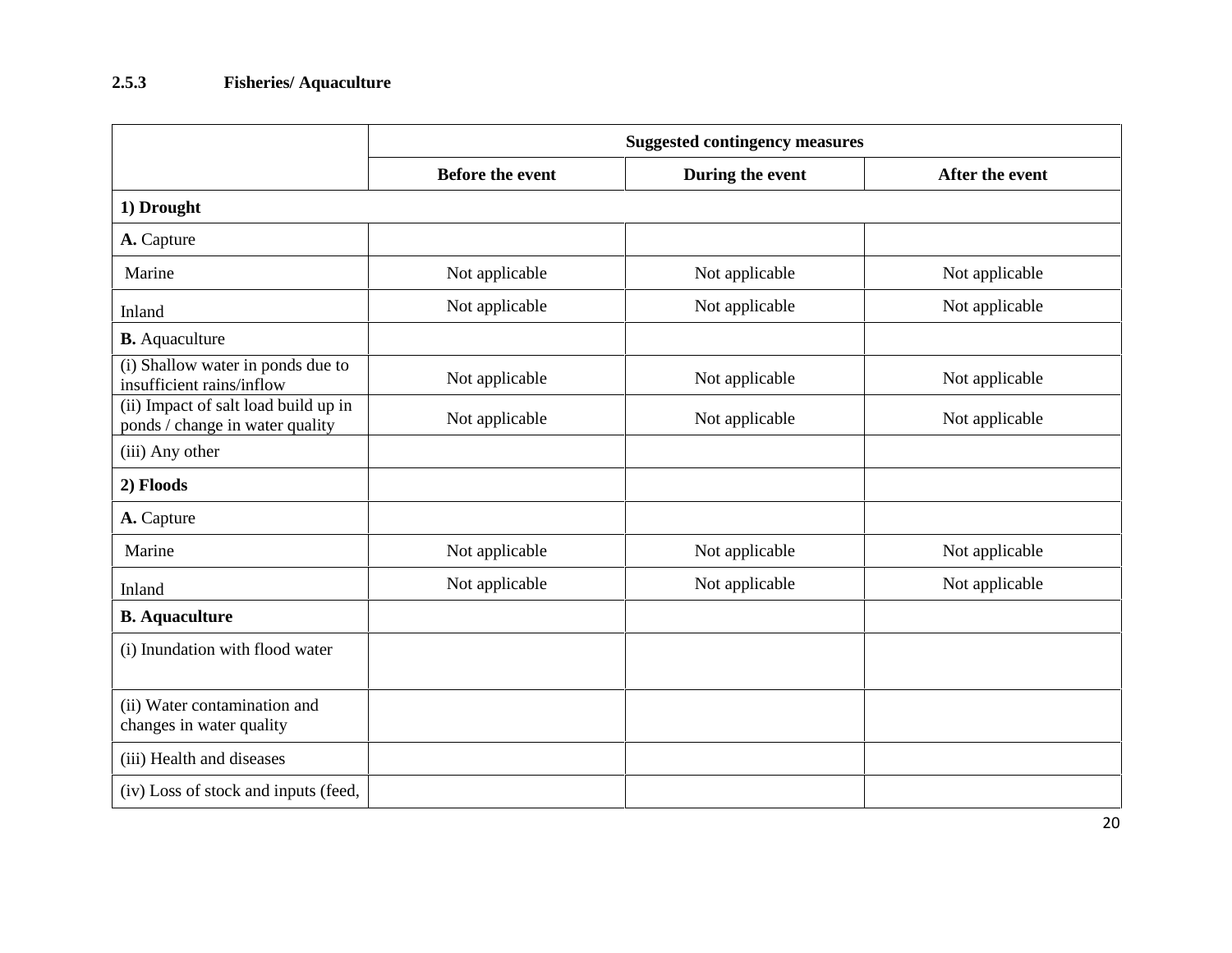### 2.5.3 Fisheries/ Aquaculture

| | Suggested contingency measures | | |
|---|---|---|---|
| | **Before the event** | **During the event** | **After the event** |
| **1) Drought** | | | |
| **A.** Capture | | | |
| Marine | Not applicable | Not applicable | Not applicable |
| Inland | Not applicable | Not applicable | Not applicable |
| **B.** Aquaculture | | | |
| (i) Shallow water in ponds due to insufficient rains/inflow | Not applicable | Not applicable | Not applicable |
| (ii) Impact of salt load build up in ponds / change in water quality | Not applicable | Not applicable | Not applicable |
| (iii) Any other | | | |
| **2) Floods** | | | |
| **A.** Capture | | | |
| Marine | Not applicable | Not applicable | Not applicable |
| Inland | Not applicable | Not applicable | Not applicable |
| **B. Aquaculture** | | | |
| (i) Inundation with flood water | | | |
| (ii) Water contamination and changes in water quality | | | |
| (iii) Health and diseases | | | |
| (iv) Loss of stock and inputs (feed, | | | |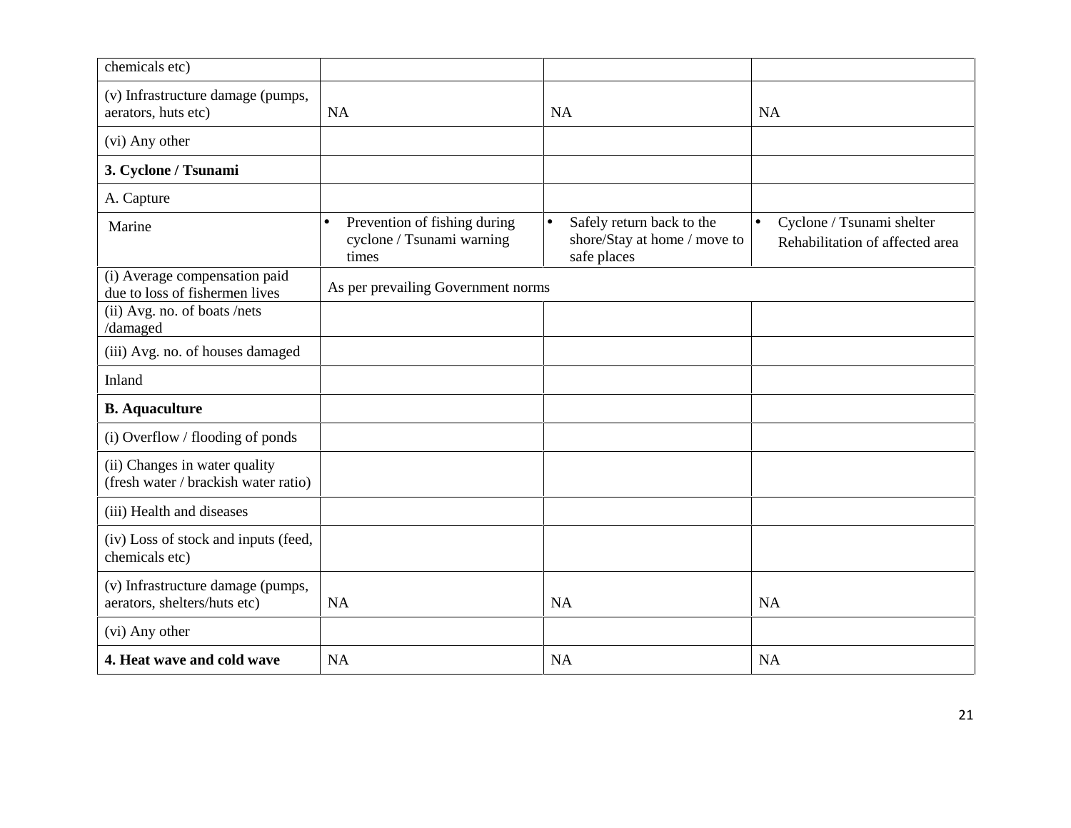| | | | |
|---|---|---|---|
| chemicals etc) | | | |
| (v) Infrastructure damage (pumps, aerators, huts etc) | NA | NA | NA |
| (vi) Any other | | | |
| **3. Cyclone / Tsunami** | | | |
| A. Capture | | | |
| Marine | • Prevention of fishing during cyclone / Tsunami warning times | • Safely return back to the shore/Stay at home / move to safe places | • Cyclone / Tsunami shelter Rehabilitation of affected area |
| (i) Average compensation paid due to loss of fishermen lives | As per prevailing Government norms | | |
| (ii) Avg. no. of boats /nets /damaged | | | |
| (iii) Avg. no. of houses damaged | | | |
| Inland | | | |
| **B. Aquaculture** | | | |
| (i) Overflow / flooding of ponds | | | |
| (ii) Changes in water quality (fresh water / brackish water ratio) | | | |
| (iii) Health and diseases | | | |
| (iv) Loss of stock and inputs (feed, chemicals etc) | | | |
| (v) Infrastructure damage (pumps, aerators, shelters/huts etc) | NA | NA | NA |
| (vi) Any other | | | |
| **4. Heat wave and cold wave** | NA | NA | NA |